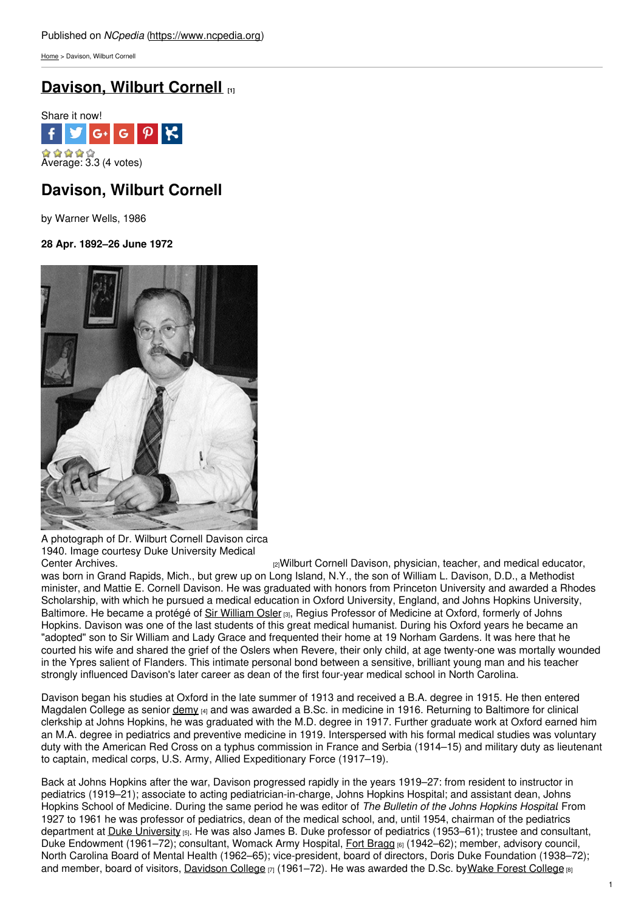Published on *NCpedia* (https://www.ncpedia.org)

Home > Davison, Wilburt Cornell

# Davison, Wilburt Cornell [1]

Share it now!

Average: 3.3 (4 votes)

## Davison, Wilburt Cornell

by Warner Wells, 1986

**28 Apr. 1892–26 June 1972**

A photograph of Dr. Wilburt Cornell Davison circa 1940. Image courtesy Duke University Medical Center Archives. [2]

Wilburt Cornell Davison, physician, teacher, and medical educator, was born in Grand Rapids, Mich., but grew up on Long Island, N.Y., the son of William L. Davison, D.D., a Methodist minister, and Mattie E. Cornell Davison. He was graduated with honors from Princeton University and awarded a Rhodes Scholarship, with which he pursued a medical education in Oxford University, England, and Johns Hopkins University, Baltimore. He became a protégé of Sir William Osler [3], Regius Professor of Medicine at Oxford, formerly of Johns Hopkins. Davison was one of the last students of this great medical humanist. During his Oxford years he became an "adopted" son to Sir William and Lady Grace and frequented their home at 19 Norham Gardens. It was here that he courted his wife and shared the grief of the Oslers when Revere, their only child, at age twenty-one was mortally wounded in the Ypres salient of Flanders. This intimate personal bond between a sensitive, brilliant young man and his teacher strongly influenced Davison's later career as dean of the first four-year medical school in North Carolina.

Davison began his studies at Oxford in the late summer of 1913 and received a B.A. degree in 1915. He then entered Magdalen College as senior demy [4] and was awarded a B.Sc. in medicine in 1916. Returning to Baltimore for clinical clerkship at Johns Hopkins, he was graduated with the M.D. degree in 1917. Further graduate work at Oxford earned him an M.A. degree in pediatrics and preventive medicine in 1919. Interspersed with his formal medical studies was voluntary duty with the American Red Cross on a typhus commission in France and Serbia (1914–15) and military duty as lieutenant to captain, medical corps, U.S. Army, Allied Expeditionary Force (1917–19).

Back at Johns Hopkins after the war, Davison progressed rapidly in the years 1919–27: from resident to instructor in pediatrics (1919–21); associate to acting pediatrician-in-charge, Johns Hopkins Hospital; and assistant dean, Johns Hopkins School of Medicine. During the same period he was editor of *The Bulletin of the Johns Hopkins Hospital* From 1927 to 1961 he was professor of pediatrics, dean of the medical school, and, until 1954, chairman of the pediatrics department at Duke University [5]. He was also James B. Duke professor of pediatrics (1953–61); trustee and consultant, Duke Endowment (1961–72); consultant, Womack Army Hospital, Fort Bragg [6] (1942–62); member, advisory council, North Carolina Board of Mental Health (1962–65); vice-president, board of directors, Doris Duke Foundation (1938–72); and member, board of visitors, Davidson College [7] (1961–72). He was awarded the D.Sc. by Wake Forest College [8]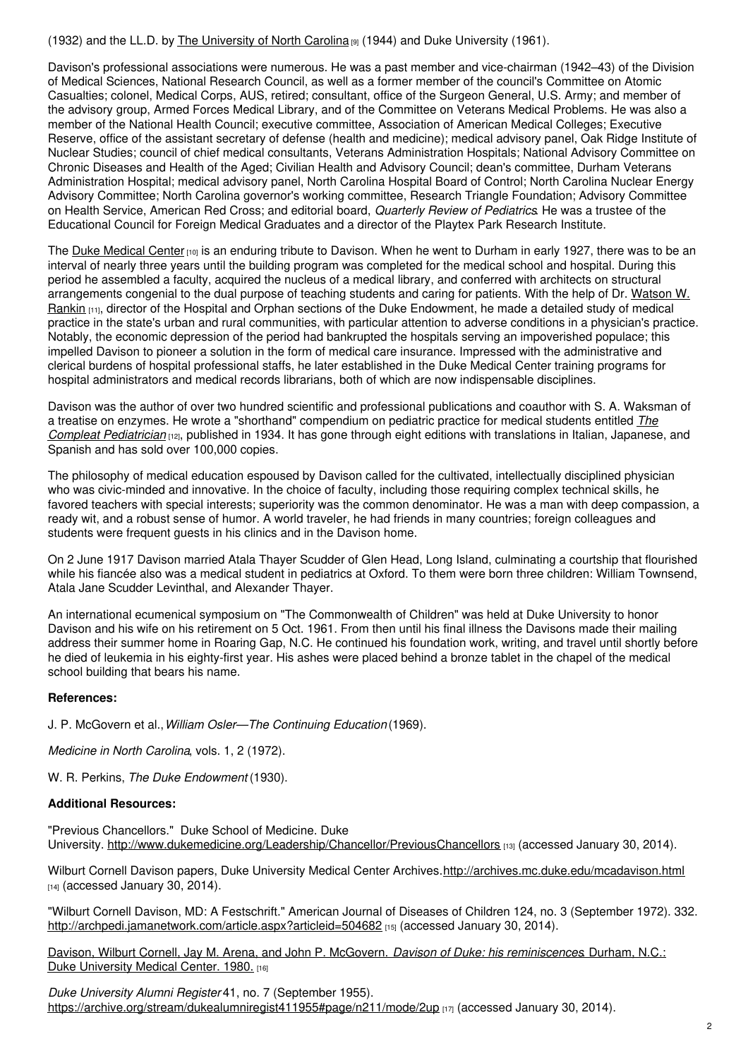(1932) and the LL.D. by [The University of North Carolina](#) [9] (1944) and Duke University (1961).

Davison's professional associations were numerous. He was a past member and vice-chairman (1942–43) of the Division of Medical Sciences, National Research Council, as well as a former member of the council's Committee on Atomic Casualties; colonel, Medical Corps, AUS, retired; consultant, office of the Surgeon General, U.S. Army; and member of the advisory group, Armed Forces Medical Library, and of the Committee on Veterans Medical Problems. He was also a member of the National Health Council; executive committee, Association of American Medical Colleges; Executive Reserve, office of the assistant secretary of defense (health and medicine); medical advisory panel, Oak Ridge Institute of Nuclear Studies; council of chief medical consultants, Veterans Administration Hospitals; National Advisory Committee on Chronic Diseases and Health of the Aged; Civilian Health and Advisory Council; dean's committee, Durham Veterans Administration Hospital; medical advisory panel, North Carolina Hospital Board of Control; North Carolina Nuclear Energy Advisory Committee; North Carolina governor's working committee, Research Triangle Foundation; Advisory Committee on Health Service, American Red Cross; and editorial board, *Quarterly Review of Pediatrics*. He was a trustee of the Educational Council for Foreign Medical Graduates and a director of the Playtex Park Research Institute.

The Duke Medical Center [10] is an enduring tribute to Davison. When he went to Durham in early 1927, there was to be an interval of nearly three years until the building program was completed for the medical school and hospital. During this period he assembled a faculty, acquired the nucleus of a medical library, and conferred with architects on structural arrangements congenial to the dual purpose of teaching students and caring for patients. With the help of Dr. Watson W. Rankin [11], director of the Hospital and Orphan sections of the Duke Endowment, he made a detailed study of medical practice in the state's urban and rural communities, with particular attention to adverse conditions in a physician's practice. Notably, the economic depression of the period had bankrupted the hospitals serving an impoverished populace; this impelled Davison to pioneer a solution in the form of medical care insurance. Impressed with the administrative and clerical burdens of hospital professional staffs, he later established in the Duke Medical Center training programs for hospital administrators and medical records librarians, both of which are now indispensable disciplines.

Davison was the author of over two hundred scientific and professional publications and coauthor with S. A. Waksman of a treatise on enzymes. He wrote a "shorthand" compendium on pediatric practice for medical students entitled *The Compleat Pediatrician* [12], published in 1934. It has gone through eight editions with translations in Italian, Japanese, and Spanish and has sold over 100,000 copies.

The philosophy of medical education espoused by Davison called for the cultivated, intellectually disciplined physician who was civic-minded and innovative. In the choice of faculty, including those requiring complex technical skills, he favored teachers with special interests; superiority was the common denominator. He was a man with deep compassion, a ready wit, and a robust sense of humor. A world traveler, he had friends in many countries; foreign colleagues and students were frequent guests in his clinics and in the Davison home.

On 2 June 1917 Davison married Atala Thayer Scudder of Glen Head, Long Island, culminating a courtship that flourished while his fiancée also was a medical student in pediatrics at Oxford. To them were born three children: William Townsend, Atala Jane Scudder Levinthal, and Alexander Thayer.

An international ecumenical symposium on "The Commonwealth of Children" was held at Duke University to honor Davison and his wife on his retirement on 5 Oct. 1961. From then until his final illness the Davisons made their mailing address their summer home in Roaring Gap, N.C. He continued his foundation work, writing, and travel until shortly before he died of leukemia in his eighty-first year. His ashes were placed behind a bronze tablet in the chapel of the medical school building that bears his name.

**References:**

J. P. McGovern et al., *William Osler—The Continuing Education* (1969).

*Medicine in North Carolina*, vols. 1, 2 (1972).

W. R. Perkins, *The Duke Endowment* (1930).

**Additional Resources:**

"Previous Chancellors." Duke School of Medicine. Duke University. http://www.dukemedicine.org/Leadership/Chancellor/PreviousChancellors [13] (accessed January 30, 2014).

Wilburt Cornell Davison papers, Duke University Medical Center Archives. http://archives.mc.duke.edu/mcadavison.html [14] (accessed January 30, 2014).

"Wilburt Cornell Davison, MD: A Festschrift." American Journal of Diseases of Children 124, no. 3 (September 1972). 332. http://archpedi.jamanetwork.com/article.aspx?articleid=504682 [15] (accessed January 30, 2014).

Davison, Wilburt Cornell, Jay M. Arena, and John P. McGovern. *Davison of Duke: his reminiscences*. Durham, N.C.: Duke University Medical Center. 1980. [16]

*Duke University Alumni Register* 41, no. 7 (September 1955). https://archive.org/stream/dukealumniregist411955#page/n211/mode/2up [17] (accessed January 30, 2014).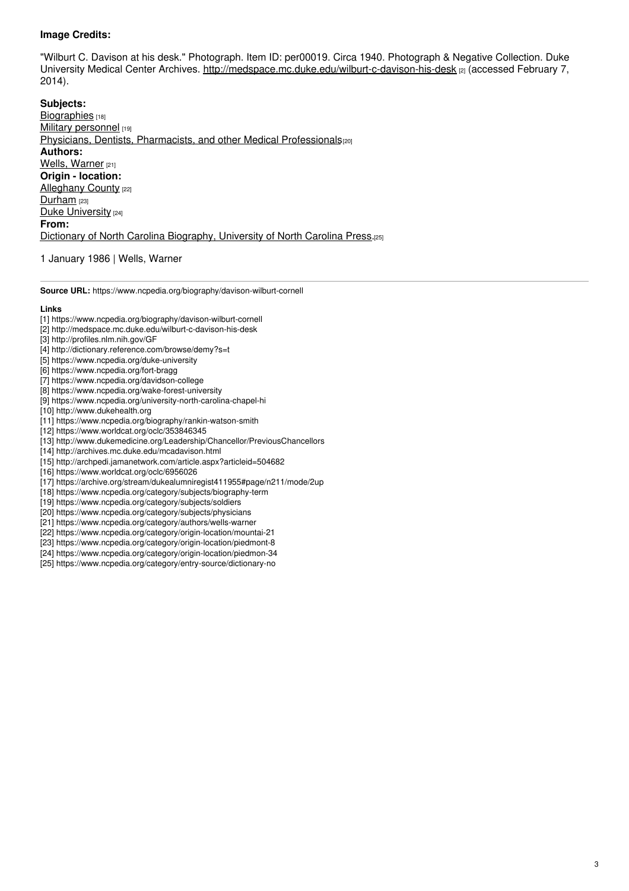**Image Credits:**

"Wilburt C. Davison at his desk." Photograph. Item ID: per00019. Circa 1940. Photograph & Negative Collection. Duke University Medical Center Archives. http://medspace.mc.duke.edu/wilburt-c-davison-his-desk [2] (accessed February 7, 2014).

**Subjects:**
Biographies [18]
Military personnel [19]
Physicians, Dentists, Pharmacists, and other Medical Professionals [20]
**Authors:**
Wells, Warner [21]
**Origin - location:**
Alleghany County [22]
Durham [23]
Duke University [24]
**From:**
Dictionary of North Carolina Biography, University of North Carolina Press. [25]

1 January 1986 | Wells, Warner

---

**Source URL:** https://www.ncpedia.org/biography/davison-wilburt-cornell

**Links**
[1] https://www.ncpedia.org/biography/davison-wilburt-cornell
[2] http://medspace.mc.duke.edu/wilburt-c-davison-his-desk
[3] http://profiles.nlm.nih.gov/GF
[4] http://dictionary.reference.com/browse/demy?s=t
[5] https://www.ncpedia.org/duke-university
[6] https://www.ncpedia.org/fort-bragg
[7] https://www.ncpedia.org/davidson-college
[8] https://www.ncpedia.org/wake-forest-university
[9] https://www.ncpedia.org/university-north-carolina-chapel-hi
[10] http://www.dukehealth.org
[11] https://www.ncpedia.org/biography/rankin-watson-smith
[12] https://www.worldcat.org/oclc/353846345
[13] http://www.dukemedicine.org/Leadership/Chancellor/PreviousChancellors
[14] http://archives.mc.duke.edu/mcadavison.html
[15] http://archpedi.jamanetwork.com/article.aspx?articleid=504682
[16] https://www.worldcat.org/oclc/6956026
[17] https://archive.org/stream/dukealumniregist411955#page/n211/mode/2up
[18] https://www.ncpedia.org/category/subjects/biography-term
[19] https://www.ncpedia.org/category/subjects/soldiers
[20] https://www.ncpedia.org/category/subjects/physicians
[21] https://www.ncpedia.org/category/authors/wells-warner
[22] https://www.ncpedia.org/category/origin-location/mountai-21
[23] https://www.ncpedia.org/category/origin-location/piedmont-8
[24] https://www.ncpedia.org/category/origin-location/piedmon-34
[25] https://www.ncpedia.org/category/entry-source/dictionary-no